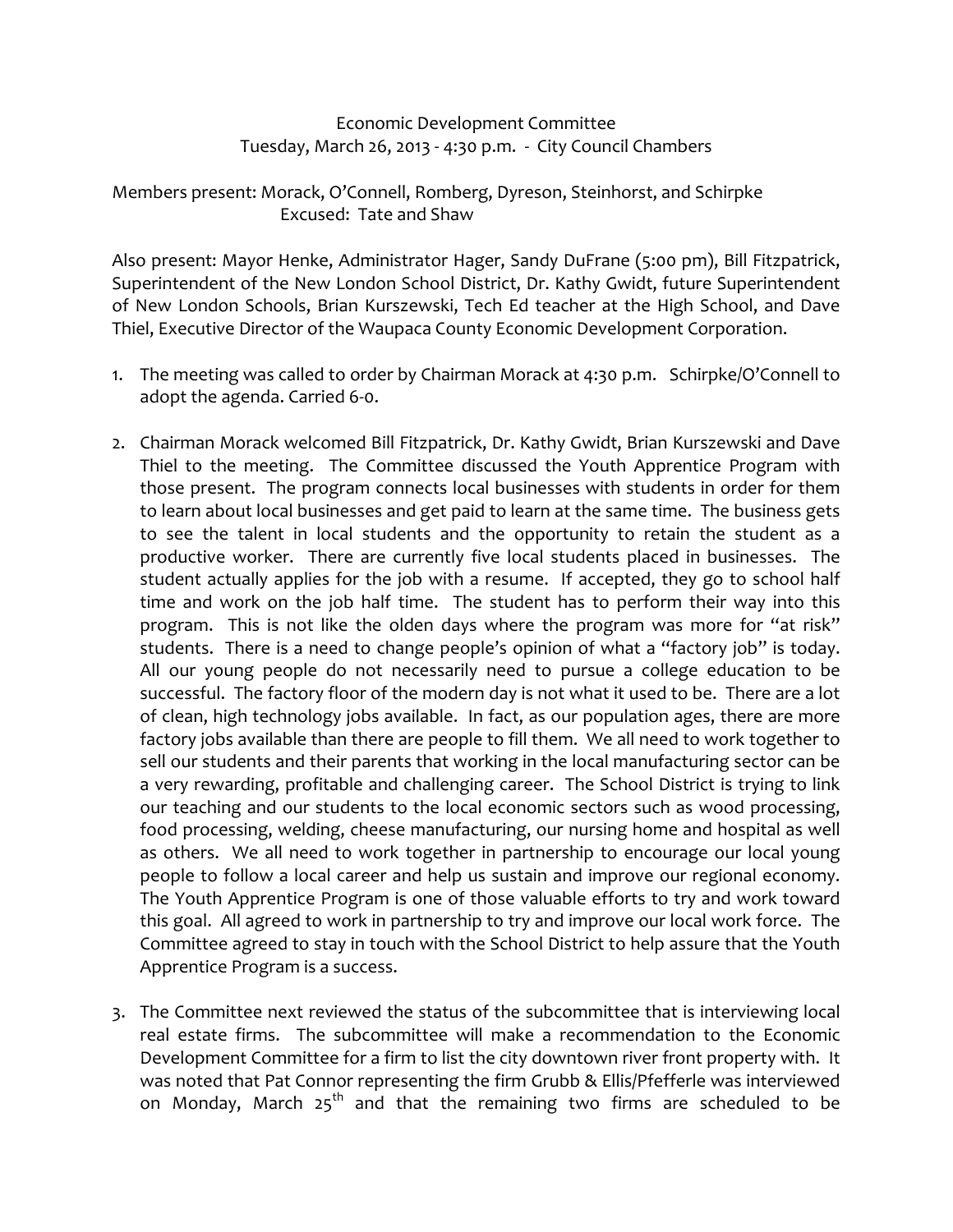Economic Development Committee
Tuesday, March 26, 2013 - 4:30 p.m. - City Council Chambers

Members present: Morack, O'Connell, Romberg, Dyreson, Steinhorst, and Schirpke
Excused: Tate and Shaw

Also present: Mayor Henke, Administrator Hager, Sandy DuFrane (5:00 pm), Bill Fitzpatrick, Superintendent of the New London School District, Dr. Kathy Gwidt, future Superintendent of New London Schools, Brian Kurszewski, Tech Ed teacher at the High School, and Dave Thiel, Executive Director of the Waupaca County Economic Development Corporation.

1. The meeting was called to order by Chairman Morack at 4:30 p.m. Schirpke/O'Connell to adopt the agenda. Carried 6-0.

2. Chairman Morack welcomed Bill Fitzpatrick, Dr. Kathy Gwidt, Brian Kurszewski and Dave Thiel to the meeting. The Committee discussed the Youth Apprentice Program with those present. The program connects local businesses with students in order for them to learn about local businesses and get paid to learn at the same time. The business gets to see the talent in local students and the opportunity to retain the student as a productive worker. There are currently five local students placed in businesses. The student actually applies for the job with a resume. If accepted, they go to school half time and work on the job half time. The student has to perform their way into this program. This is not like the olden days where the program was more for "at risk" students. There is a need to change people's opinion of what a "factory job" is today. All our young people do not necessarily need to pursue a college education to be successful. The factory floor of the modern day is not what it used to be. There are a lot of clean, high technology jobs available. In fact, as our population ages, there are more factory jobs available than there are people to fill them. We all need to work together to sell our students and their parents that working in the local manufacturing sector can be a very rewarding, profitable and challenging career. The School District is trying to link our teaching and our students to the local economic sectors such as wood processing, food processing, welding, cheese manufacturing, our nursing home and hospital as well as others. We all need to work together in partnership to encourage our local young people to follow a local career and help us sustain and improve our regional economy. The Youth Apprentice Program is one of those valuable efforts to try and work toward this goal. All agreed to work in partnership to try and improve our local work force. The Committee agreed to stay in touch with the School District to help assure that the Youth Apprentice Program is a success.

3. The Committee next reviewed the status of the subcommittee that is interviewing local real estate firms. The subcommittee will make a recommendation to the Economic Development Committee for a firm to list the city downtown river front property with. It was noted that Pat Connor representing the firm Grubb & Ellis/Pfefferle was interviewed on Monday, March 25th and that the remaining two firms are scheduled to be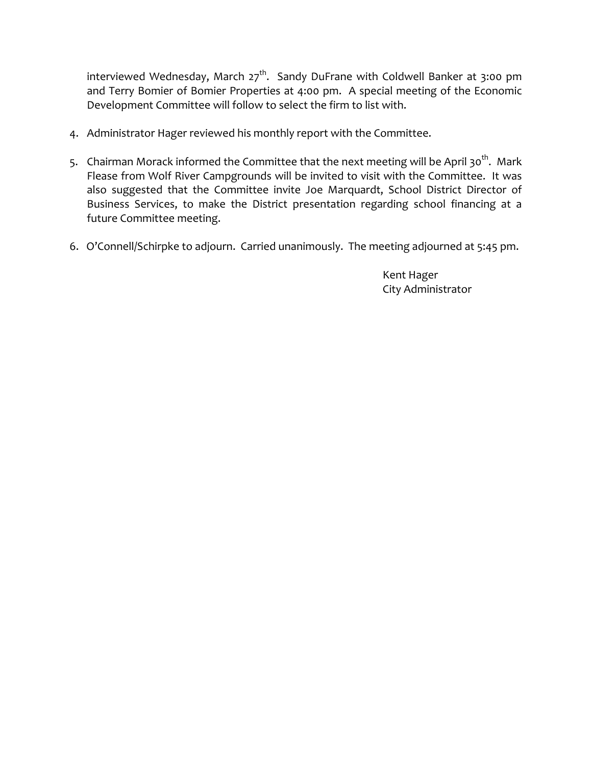interviewed Wednesday, March 27th. Sandy DuFrane with Coldwell Banker at 3:00 pm and Terry Bomier of Bomier Properties at 4:00 pm. A special meeting of the Economic Development Committee will follow to select the firm to list with.

4. Administrator Hager reviewed his monthly report with the Committee.

5. Chairman Morack informed the Committee that the next meeting will be April 30th. Mark Flease from Wolf River Campgrounds will be invited to visit with the Committee. It was also suggested that the Committee invite Joe Marquardt, School District Director of Business Services, to make the District presentation regarding school financing at a future Committee meeting.

6. O'Connell/Schirpke to adjourn. Carried unanimously. The meeting adjourned at 5:45 pm.

Kent Hager
City Administrator